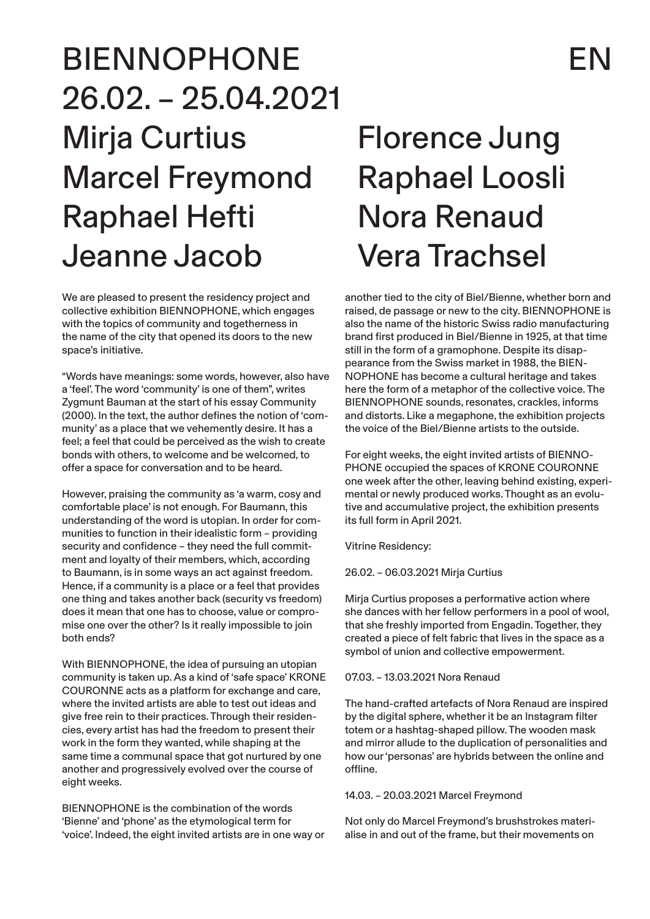# BIENNOPHONE 26.02. – 25.04.2021

EN

## Mirja Curtius
## Marcel Freymond
## Raphael Hefti
## Jeanne Jacob
## Florence Jung
## Raphael Loosli
## Nora Renaud
## Vera Trachsel

We are pleased to present the residency project and collective exhibition BIENNOPHONE, which engages with the topics of community and togetherness in the name of the city that opened its doors to the new space's initiative.

"Words have meanings: some words, however, also have a 'feel'. The word 'community' is one of them", writes Zygmunt Bauman at the start of his essay Community (2000). In the text, the author defines the notion of 'community' as a place that we vehemently desire. It has a feel; a feel that could be perceived as the wish to create bonds with others, to welcome and be welcomed, to offer a space for conversation and to be heard.

However, praising the community as 'a warm, cosy and comfortable place' is not enough. For Baumann, this understanding of the word is utopian. In order for communities to function in their idealistic form – providing security and confidence – they need the full commitment and loyalty of their members, which, according to Baumann, is in some ways an act against freedom. Hence, if a community is a place or a feel that provides one thing and takes another back (security vs freedom) does it mean that one has to choose, value or compromise one over the other? Is it really impossible to join both ends?

With BIENNOPHONE, the idea of pursuing an utopian community is taken up. As a kind of 'safe space' KRONE COURONNE acts as a platform for exchange and care, where the invited artists are able to test out ideas and give free rein to their practices. Through their residencies, every artist has had the freedom to present their work in the form they wanted, while shaping at the same time a communal space that got nurtured by one another and progressively evolved over the course of eight weeks.

BIENNOPHONE is the combination of the words 'Bienne' and 'phone' as the etymological term for 'voice'. Indeed, the eight invited artists are in one way or another tied to the city of Biel/Bienne, whether born and raised, de passage or new to the city. BIENNOPHONE is also the name of the historic Swiss radio manufacturing brand first produced in Biel/Bienne in 1925, at that time still in the form of a gramophone. Despite its disappearance from the Swiss market in 1988, the BIENNOPHONE has become a cultural heritage and takes here the form of a metaphor of the collective voice. The BIENNOPHONE sounds, resonates, crackles, informs and distorts. Like a megaphone, the exhibition projects the voice of the Biel/Bienne artists to the outside.

For eight weeks, the eight invited artists of BIENNOPHONE occupied the spaces of KRONE COURONNE one week after the other, leaving behind existing, experimental or newly produced works. Thought as an evolutive and accumulative project, the exhibition presents its full form in April 2021.

Vitrine Residency:

26.02. – 06.03.2021 Mirja Curtius

Mirja Curtius proposes a performative action where she dances with her fellow performers in a pool of wool, that she freshly imported from Engadin. Together, they created a piece of felt fabric that lives in the space as a symbol of union and collective empowerment.

07.03. – 13.03.2021 Nora Renaud

The hand-crafted artefacts of Nora Renaud are inspired by the digital sphere, whether it be an Instagram filter totem or a hashtag-shaped pillow. The wooden mask and mirror allude to the duplication of personalities and how our 'personas' are hybrids between the online and offline.

14.03. – 20.03.2021 Marcel Freymond

Not only do Marcel Freymond's brushstrokes materialise in and out of the frame, but their movements on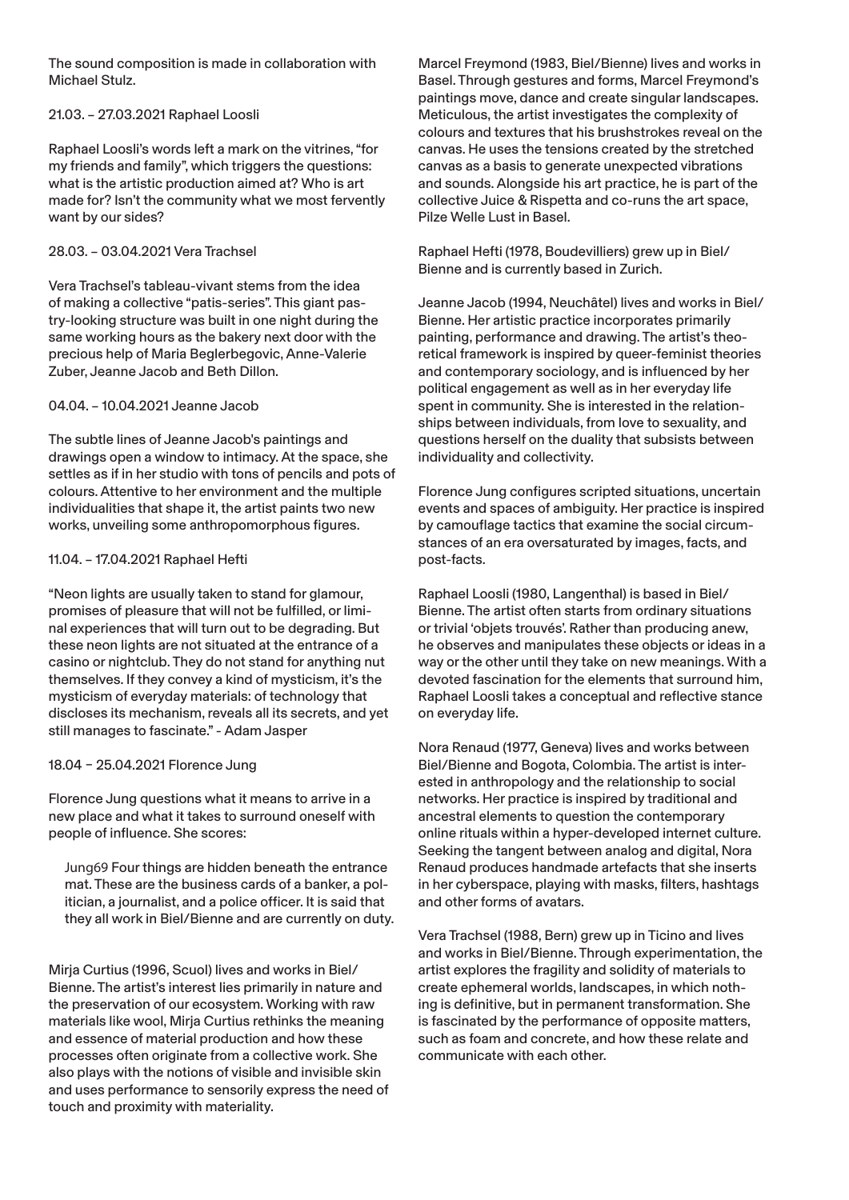The sound composition is made in collaboration with Michael Stulz.

21.03. – 27.03.2021 Raphael Loosli

Raphael Loosli's words left a mark on the vitrines, "for my friends and family", which triggers the questions: what is the artistic production aimed at? Who is art made for? Isn't the community what we most fervently want by our sides?

28.03. – 03.04.2021 Vera Trachsel

Vera Trachsel's tableau-vivant stems from the idea of making a collective "patis-series". This giant pastry-looking structure was built in one night during the same working hours as the bakery next door with the precious help of Maria Beglerbegovic, Anne-Valerie Zuber, Jeanne Jacob and Beth Dillon.

04.04. – 10.04.2021 Jeanne Jacob

The subtle lines of Jeanne Jacob's paintings and drawings open a window to intimacy. At the space, she settles as if in her studio with tons of pencils and pots of colours. Attentive to her environment and the multiple individualities that shape it, the artist paints two new works, unveiling some anthropomorphous figures.

11.04. – 17.04.2021 Raphael Hefti

"Neon lights are usually taken to stand for glamour, promises of pleasure that will not be fulfilled, or liminal experiences that will turn out to be degrading. But these neon lights are not situated at the entrance of a casino or nightclub. They do not stand for anything nut themselves. If they convey a kind of mysticism, it's the mysticism of everyday materials: of technology that discloses its mechanism, reveals all its secrets, and yet still manages to fascinate." - Adam Jasper

18.04 – 25.04.2021 Florence Jung

Florence Jung questions what it means to arrive in a new place and what it takes to surround oneself with people of influence. She scores:

> Jung69 Four things are hidden beneath the entrance mat. These are the business cards of a banker, a politician, a journalist, and a police officer. It is said that they all work in Biel/Bienne and are currently on duty.

Mirja Curtius (1996, Scuol) lives and works in Biel/Bienne. The artist's interest lies primarily in nature and the preservation of our ecosystem. Working with raw materials like wool, Mirja Curtius rethinks the meaning and essence of material production and how these processes often originate from a collective work. She also plays with the notions of visible and invisible skin and uses performance to sensorily express the need of touch and proximity with materiality.

Marcel Freymond (1983, Biel/Bienne) lives and works in Basel. Through gestures and forms, Marcel Freymond's paintings move, dance and create singular landscapes. Meticulous, the artist investigates the complexity of colours and textures that his brushstrokes reveal on the canvas. He uses the tensions created by the stretched canvas as a basis to generate unexpected vibrations and sounds. Alongside his art practice, he is part of the collective Juice & Rispetta and co-runs the art space, Pilze Welle Lust in Basel.

Raphael Hefti (1978, Boudevilliers) grew up in Biel/Bienne and is currently based in Zurich.

Jeanne Jacob (1994, Neuchâtel) lives and works in Biel/Bienne. Her artistic practice incorporates primarily painting, performance and drawing. The artist's theoretical framework is inspired by queer-feminist theories and contemporary sociology, and is influenced by her political engagement as well as in her everyday life spent in community. She is interested in the relationships between individuals, from love to sexuality, and questions herself on the duality that subsists between individuality and collectivity.

Florence Jung configures scripted situations, uncertain events and spaces of ambiguity. Her practice is inspired by camouflage tactics that examine the social circumstances of an era oversaturated by images, facts, and post-facts.

Raphael Loosli (1980, Langenthal) is based in Biel/Bienne. The artist often starts from ordinary situations or trivial 'objets trouvés'. Rather than producing anew, he observes and manipulates these objects or ideas in a way or the other until they take on new meanings. With a devoted fascination for the elements that surround him, Raphael Loosli takes a conceptual and reflective stance on everyday life.

Nora Renaud (1977, Geneva) lives and works between Biel/Bienne and Bogota, Colombia. The artist is interested in anthropology and the relationship to social networks. Her practice is inspired by traditional and ancestral elements to question the contemporary online rituals within a hyper-developed internet culture. Seeking the tangent between analog and digital, Nora Renaud produces handmade artefacts that she inserts in her cyberspace, playing with masks, filters, hashtags and other forms of avatars.

Vera Trachsel (1988, Bern) grew up in Ticino and lives and works in Biel/Bienne. Through experimentation, the artist explores the fragility and solidity of materials to create ephemeral worlds, landscapes, in which nothing is definitive, but in permanent transformation. She is fascinated by the performance of opposite matters, such as foam and concrete, and how these relate and communicate with each other.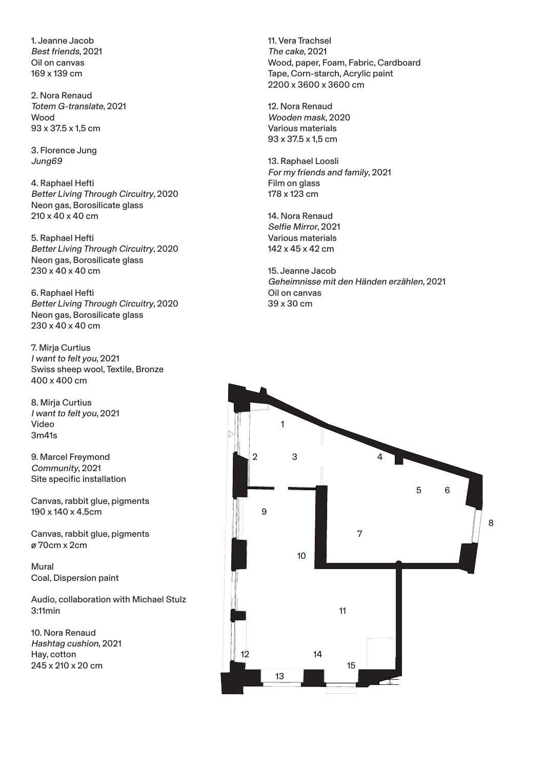1. Jeanne Jacob
*Best friends*, 2021
Oil on canvas
169 x 139 cm

2. Nora Renaud
*Totem G-translate*, 2021
Wood
93 x 37.5 x 1,5 cm

3. Florence Jung
*Jung69*

4. Raphael Hefti
*Better Living Through Circuitry*, 2020
Neon gas, Borosilicate glass
210 x 40 x 40 cm

5. Raphael Hefti
*Better Living Through Circuitry*, 2020
Neon gas, Borosilicate glass
230 x 40 x 40 cm

6. Raphael Hefti
*Better Living Through Circuitry*, 2020
Neon gas, Borosilicate glass
230 x 40 x 40 cm

7. Mirja Curtius
*I want to felt you*, 2021
Swiss sheep wool, Textile, Bronze
400 x 400 cm

8. Mirja Curtius
*I want to felt you*, 2021
Video
3m41s

9. Marcel Freymond
*Community*, 2021
Site specific installation

Canvas, rabbit glue, pigments
190 x 140 x 4.5cm

Canvas, rabbit glue, pigments
ø 70cm x 2cm

Mural
Coal, Dispersion paint

Audio, collaboration with Michael Stulz
3:11min

10. Nora Renaud
*Hashtag cushion*, 2021
Hay, cotton
245 x 210 x 20 cm

11. Vera Trachsel
*The cake*, 2021
Wood, paper, Foam, Fabric, Cardboard
Tape, Corn-starch, Acrylic paint
2200 x 3600 x 3600 cm

12. Nora Renaud
*Wooden mask*, 2020
Various materials
93 x 37.5 x 1,5 cm

13. Raphael Loosli
*For my friends and family*, 2021
Film on glass
178 x 123 cm

14. Nora Renaud
*Selfie Mirror*, 2021
Various materials
142 x 45 x 42 cm

15. Jeanne Jacob
*Geheimnisse mit den Händen erzählen*, 2021
Oil on canvas
39 x 30 cm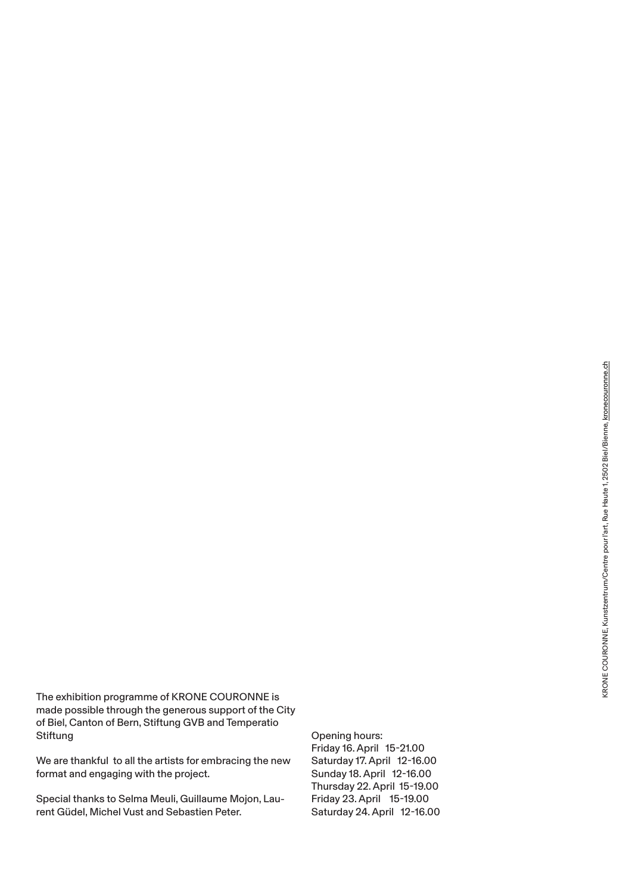The exhibition programme of KRONE COURONNE is made possible through the generous support of the City of Biel, Canton of Bern, Stiftung GVB and Temperatio Stiftung

We are thankful to all the artists for embracing the new format and engaging with the project.

Special thanks to Selma Meuli, Guillaume Mojon, Laurent Güdel, Michel Vust and Sebastien Peter.

Opening hours:
Friday 16. April 15-21.00
Saturday 17. April 12-16.00
Sunday 18. April 12-16.00
Thursday 22. April 15-19.00
Friday 23. April 15-19.00
Saturday 24. April 12-16.00

KRONE COURONNE, Kunstzentrum/Centre pour l'art, Rue Haute 1, 2502 Biel/Bienne, kronecouronne.ch